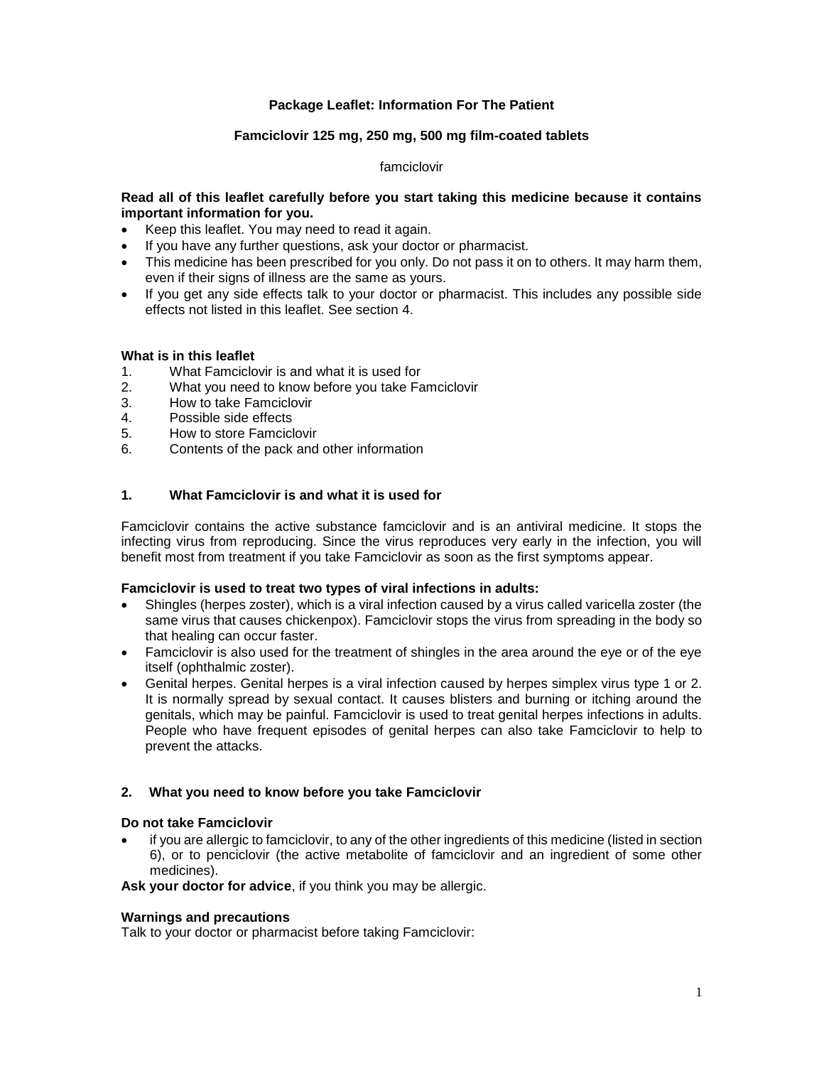# Package Leaflet: Information For The Patient

## Famciclovir 125 mg, 250 mg, 500 mg film-coated tablets

famciclovir

**Read all of this leaflet carefully before you start taking this medicine because it contains important information for you.**

- Keep this leaflet. You may need to read it again.
- If you have any further questions, ask your doctor or pharmacist.
- This medicine has been prescribed for you only. Do not pass it on to others. It may harm them, even if their signs of illness are the same as yours.
- If you get any side effects talk to your doctor or pharmacist. This includes any possible side effects not listed in this leaflet. See section 4.

**What is in this leaflet**

1. What Famciclovir is and what it is used for
2. What you need to know before you take Famciclovir
3. How to take Famciclovir
4. Possible side effects
5. How to store Famciclovir
6. Contents of the pack and other information

## 1. What Famciclovir is and what it is used for

Famciclovir contains the active substance famciclovir and is an antiviral medicine. It stops the infecting virus from reproducing. Since the virus reproduces very early in the infection, you will benefit most from treatment if you take Famciclovir as soon as the first symptoms appear.

**Famciclovir is used to treat two types of viral infections in adults:**

- Shingles (herpes zoster), which is a viral infection caused by a virus called varicella zoster (the same virus that causes chickenpox). Famciclovir stops the virus from spreading in the body so that healing can occur faster.
- Famciclovir is also used for the treatment of shingles in the area around the eye or of the eye itself (ophthalmic zoster).
- Genital herpes. Genital herpes is a viral infection caused by herpes simplex virus type 1 or 2. It is normally spread by sexual contact. It causes blisters and burning or itching around the genitals, which may be painful. Famciclovir is used to treat genital herpes infections in adults. People who have frequent episodes of genital herpes can also take Famciclovir to help to prevent the attacks.

## 2. What you need to know before you take Famciclovir

**Do not take Famciclovir**

- if you are allergic to famciclovir, to any of the other ingredients of this medicine (listed in section 6), or to penciclovir (the active metabolite of famciclovir and an ingredient of some other medicines).

**Ask your doctor for advice**, if you think you may be allergic.

**Warnings and precautions**

Talk to your doctor or pharmacist before taking Famciclovir: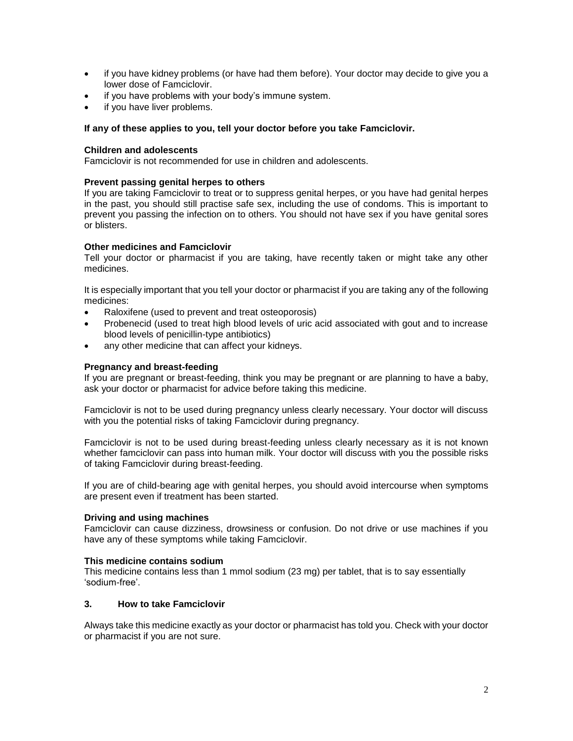- if you have kidney problems (or have had them before). Your doctor may decide to give you a lower dose of Famciclovir.
- if you have problems with your body's immune system.
- if you have liver problems.

**If any of these applies to you, tell your doctor before you take Famciclovir.**

**Children and adolescents**
Famciclovir is not recommended for use in children and adolescents.

**Prevent passing genital herpes to others**
If you are taking Famciclovir to treat or to suppress genital herpes, or you have had genital herpes in the past, you should still practise safe sex, including the use of condoms. This is important to prevent you passing the infection on to others. You should not have sex if you have genital sores or blisters.

**Other medicines and Famciclovir**
Tell your doctor or pharmacist if you are taking, have recently taken or might take any other medicines.

It is especially important that you tell your doctor or pharmacist if you are taking any of the following medicines:

- Raloxifene (used to prevent and treat osteoporosis)
- Probenecid (used to treat high blood levels of uric acid associated with gout and to increase blood levels of penicillin-type antibiotics)
- any other medicine that can affect your kidneys.

**Pregnancy and breast-feeding**
If you are pregnant or breast-feeding, think you may be pregnant or are planning to have a baby, ask your doctor or pharmacist for advice before taking this medicine.

Famciclovir is not to be used during pregnancy unless clearly necessary. Your doctor will discuss with you the potential risks of taking Famciclovir during pregnancy.

Famciclovir is not to be used during breast-feeding unless clearly necessary as it is not known whether famciclovir can pass into human milk. Your doctor will discuss with you the possible risks of taking Famciclovir during breast-feeding.

If you are of child-bearing age with genital herpes, you should avoid intercourse when symptoms are present even if treatment has been started.

**Driving and using machines**
Famciclovir can cause dizziness, drowsiness or confusion. Do not drive or use machines if you have any of these symptoms while taking Famciclovir.

**This medicine contains sodium**
This medicine contains less than 1 mmol sodium (23 mg) per tablet, that is to say essentially 'sodium-free'.

## 3. How to take Famciclovir

Always take this medicine exactly as your doctor or pharmacist has told you. Check with your doctor or pharmacist if you are not sure.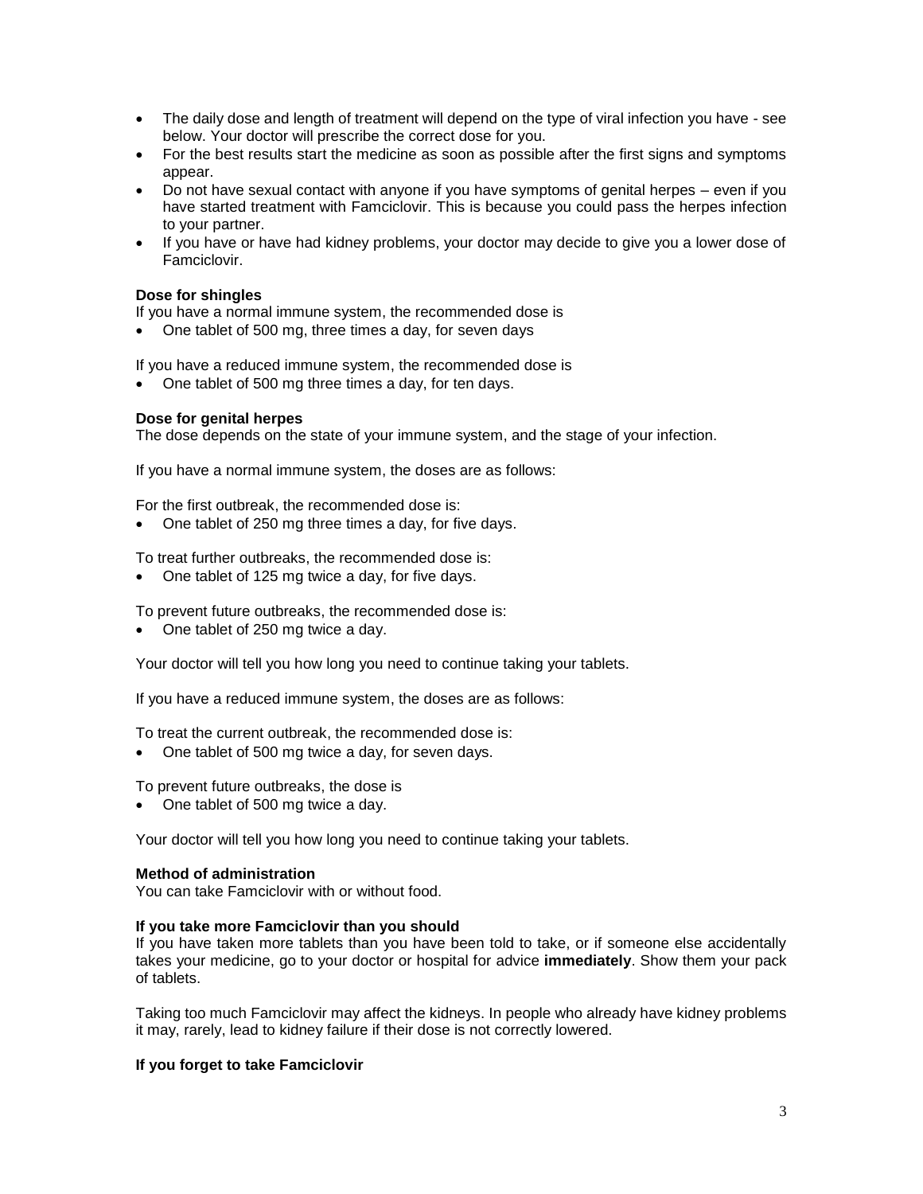- The daily dose and length of treatment will depend on the type of viral infection you have - see below. Your doctor will prescribe the correct dose for you.
- For the best results start the medicine as soon as possible after the first signs and symptoms appear.
- Do not have sexual contact with anyone if you have symptoms of genital herpes – even if you have started treatment with Famciclovir. This is because you could pass the herpes infection to your partner.
- If you have or have had kidney problems, your doctor may decide to give you a lower dose of Famciclovir.

**Dose for shingles**

If you have a normal immune system, the recommended dose is

- One tablet of 500 mg, three times a day, for seven days

If you have a reduced immune system, the recommended dose is

- One tablet of 500 mg three times a day, for ten days.

**Dose for genital herpes**

The dose depends on the state of your immune system, and the stage of your infection.

If you have a normal immune system, the doses are as follows:

For the first outbreak, the recommended dose is:

- One tablet of 250 mg three times a day, for five days.

To treat further outbreaks, the recommended dose is:

- One tablet of 125 mg twice a day, for five days.

To prevent future outbreaks, the recommended dose is:

- One tablet of 250 mg twice a day.

Your doctor will tell you how long you need to continue taking your tablets.

If you have a reduced immune system, the doses are as follows:

To treat the current outbreak, the recommended dose is:

- One tablet of 500 mg twice a day, for seven days.

To prevent future outbreaks, the dose is

- One tablet of 500 mg twice a day.

Your doctor will tell you how long you need to continue taking your tablets.

**Method of administration**

You can take Famciclovir with or without food.

**If you take more Famciclovir than you should**

If you have taken more tablets than you have been told to take, or if someone else accidentally takes your medicine, go to your doctor or hospital for advice **immediately**. Show them your pack of tablets.

Taking too much Famciclovir may affect the kidneys. In people who already have kidney problems it may, rarely, lead to kidney failure if their dose is not correctly lowered.

**If you forget to take Famciclovir**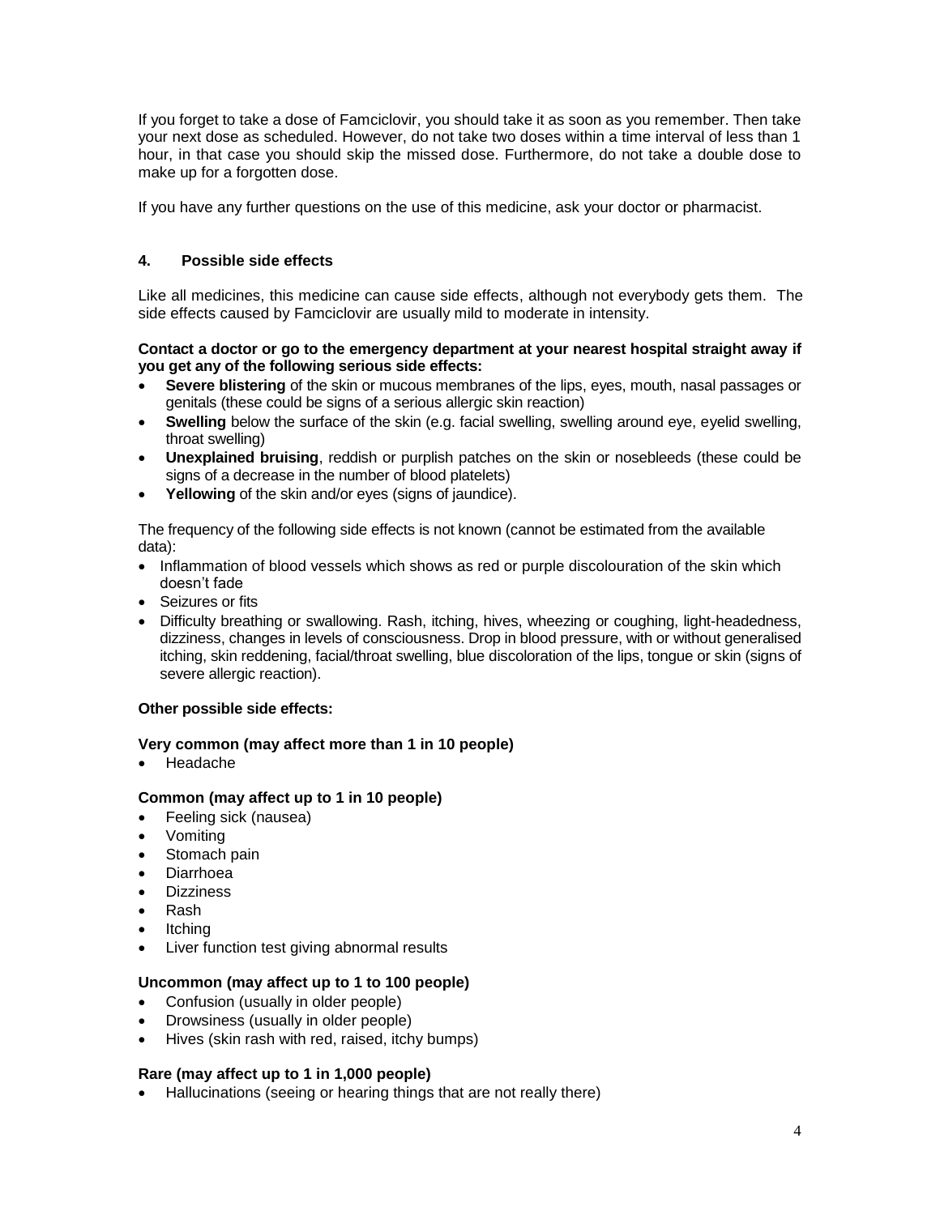If you forget to take a dose of Famciclovir, you should take it as soon as you remember. Then take your next dose as scheduled. However, do not take two doses within a time interval of less than 1 hour, in that case you should skip the missed dose. Furthermore, do not take a double dose to make up for a forgotten dose.

If you have any further questions on the use of this medicine, ask your doctor or pharmacist.

## 4. Possible side effects

Like all medicines, this medicine can cause side effects, although not everybody gets them. The side effects caused by Famciclovir are usually mild to moderate in intensity.

**Contact a doctor or go to the emergency department at your nearest hospital straight away if you get any of the following serious side effects:**

- **Severe blistering** of the skin or mucous membranes of the lips, eyes, mouth, nasal passages or genitals (these could be signs of a serious allergic skin reaction)
- **Swelling** below the surface of the skin (e.g. facial swelling, swelling around eye, eyelid swelling, throat swelling)
- **Unexplained bruising**, reddish or purplish patches on the skin or nosebleeds (these could be signs of a decrease in the number of blood platelets)
- **Yellowing** of the skin and/or eyes (signs of jaundice).

The frequency of the following side effects is not known (cannot be estimated from the available data):

- Inflammation of blood vessels which shows as red or purple discolouration of the skin which doesn't fade
- Seizures or fits
- Difficulty breathing or swallowing. Rash, itching, hives, wheezing or coughing, light-headedness, dizziness, changes in levels of consciousness. Drop in blood pressure, with or without generalised itching, skin reddening, facial/throat swelling, blue discoloration of the lips, tongue or skin (signs of severe allergic reaction).

**Other possible side effects:**

**Very common (may affect more than 1 in 10 people)**

- Headache

**Common (may affect up to 1 in 10 people)**

- Feeling sick (nausea)
- Vomiting
- Stomach pain
- Diarrhoea
- Dizziness
- Rash
- Itching
- Liver function test giving abnormal results

**Uncommon (may affect up to 1 to 100 people)**

- Confusion (usually in older people)
- Drowsiness (usually in older people)
- Hives (skin rash with red, raised, itchy bumps)

**Rare (may affect up to 1 in 1,000 people)**

- Hallucinations (seeing or hearing things that are not really there)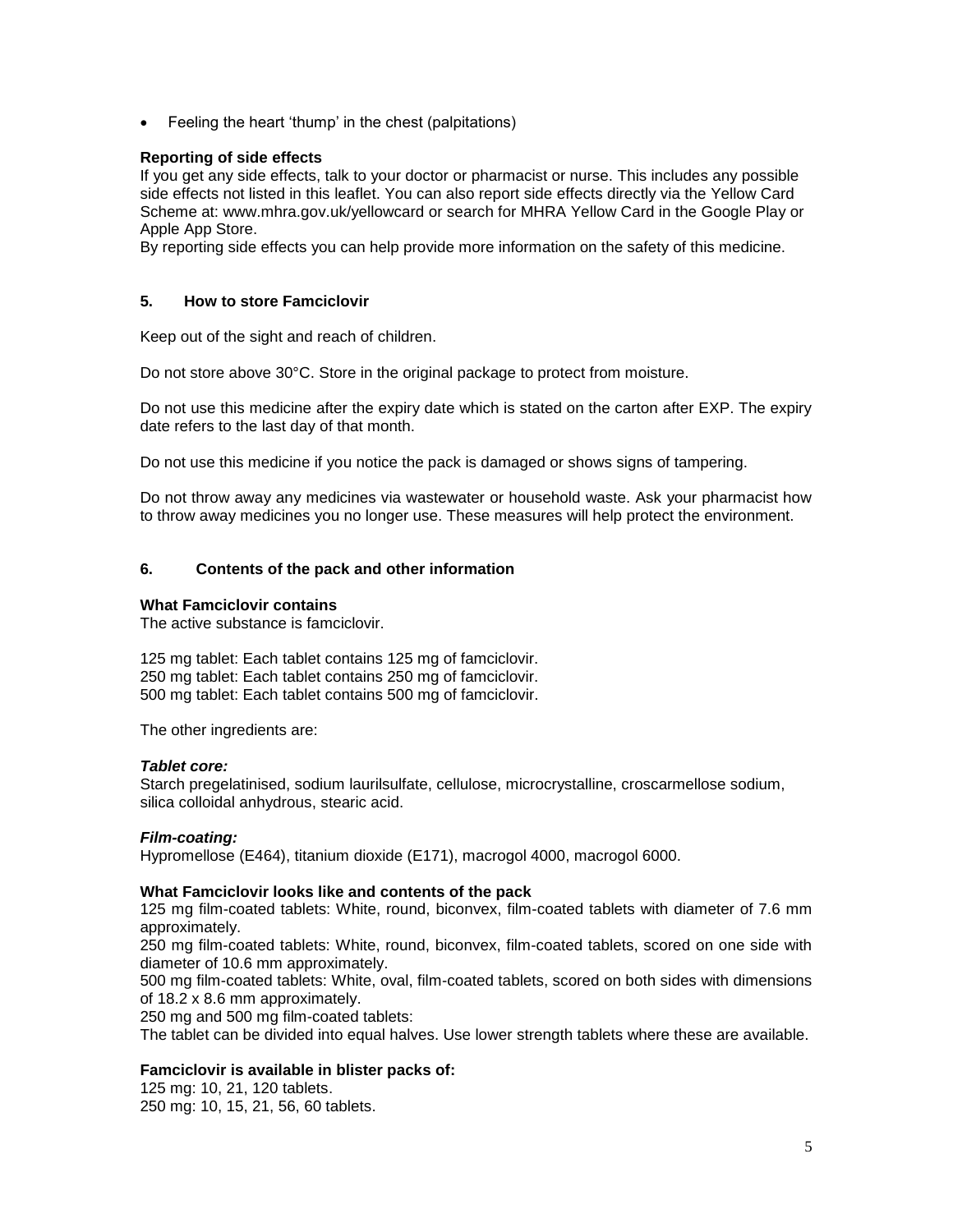- Feeling the heart 'thump' in the chest (palpitations)

**Reporting of side effects**
If you get any side effects, talk to your doctor or pharmacist or nurse. This includes any possible side effects not listed in this leaflet. You can also report side effects directly via the Yellow Card Scheme at: www.mhra.gov.uk/yellowcard or search for MHRA Yellow Card in the Google Play or Apple App Store.
By reporting side effects you can help provide more information on the safety of this medicine.

## 5. How to store Famciclovir

Keep out of the sight and reach of children.

Do not store above 30°C. Store in the original package to protect from moisture.

Do not use this medicine after the expiry date which is stated on the carton after EXP. The expiry date refers to the last day of that month.

Do not use this medicine if you notice the pack is damaged or shows signs of tampering.

Do not throw away any medicines via wastewater or household waste. Ask your pharmacist how to throw away medicines you no longer use. These measures will help protect the environment.

## 6. Contents of the pack and other information

**What Famciclovir contains**
The active substance is famciclovir.

125 mg tablet: Each tablet contains 125 mg of famciclovir.
250 mg tablet: Each tablet contains 250 mg of famciclovir.
500 mg tablet: Each tablet contains 500 mg of famciclovir.

The other ingredients are:

***Tablet core:***
Starch pregelatinised, sodium laurilsulfate, cellulose, microcrystalline, croscarmellose sodium, silica colloidal anhydrous, stearic acid.

***Film-coating:***
Hypromellose (E464), titanium dioxide (E171), macrogol 4000, macrogol 6000.

**What Famciclovir looks like and contents of the pack**
125 mg film-coated tablets: White, round, biconvex, film-coated tablets with diameter of 7.6 mm approximately.
250 mg film-coated tablets: White, round, biconvex, film-coated tablets, scored on one side with diameter of 10.6 mm approximately.
500 mg film-coated tablets: White, oval, film-coated tablets, scored on both sides with dimensions of 18.2 x 8.6 mm approximately.
250 mg and 500 mg film-coated tablets:
The tablet can be divided into equal halves. Use lower strength tablets where these are available.

**Famciclovir is available in blister packs of:**
125 mg: 10, 21, 120 tablets.
250 mg: 10, 15, 21, 56, 60 tablets.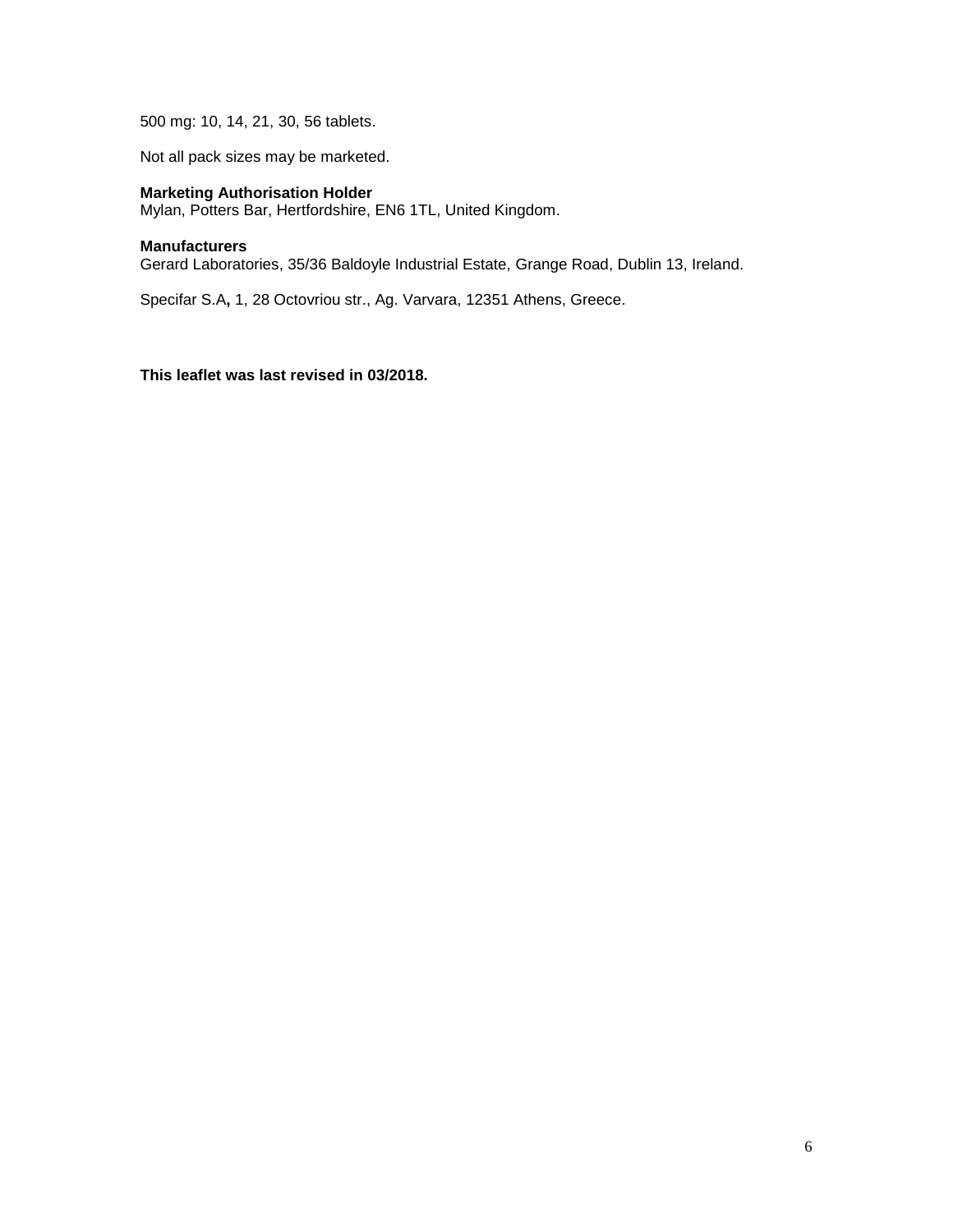500 mg: 10, 14, 21, 30, 56 tablets.

Not all pack sizes may be marketed.

**Marketing Authorisation Holder**
Mylan, Potters Bar, Hertfordshire, EN6 1TL, United Kingdom.

**Manufacturers**
Gerard Laboratories, 35/36 Baldoyle Industrial Estate, Grange Road, Dublin 13, Ireland.

Specifar S.A**,** 1, 28 Octovriou str., Ag. Varvara, 12351 Athens, Greece.

**This leaflet was last revised in 03/2018.**